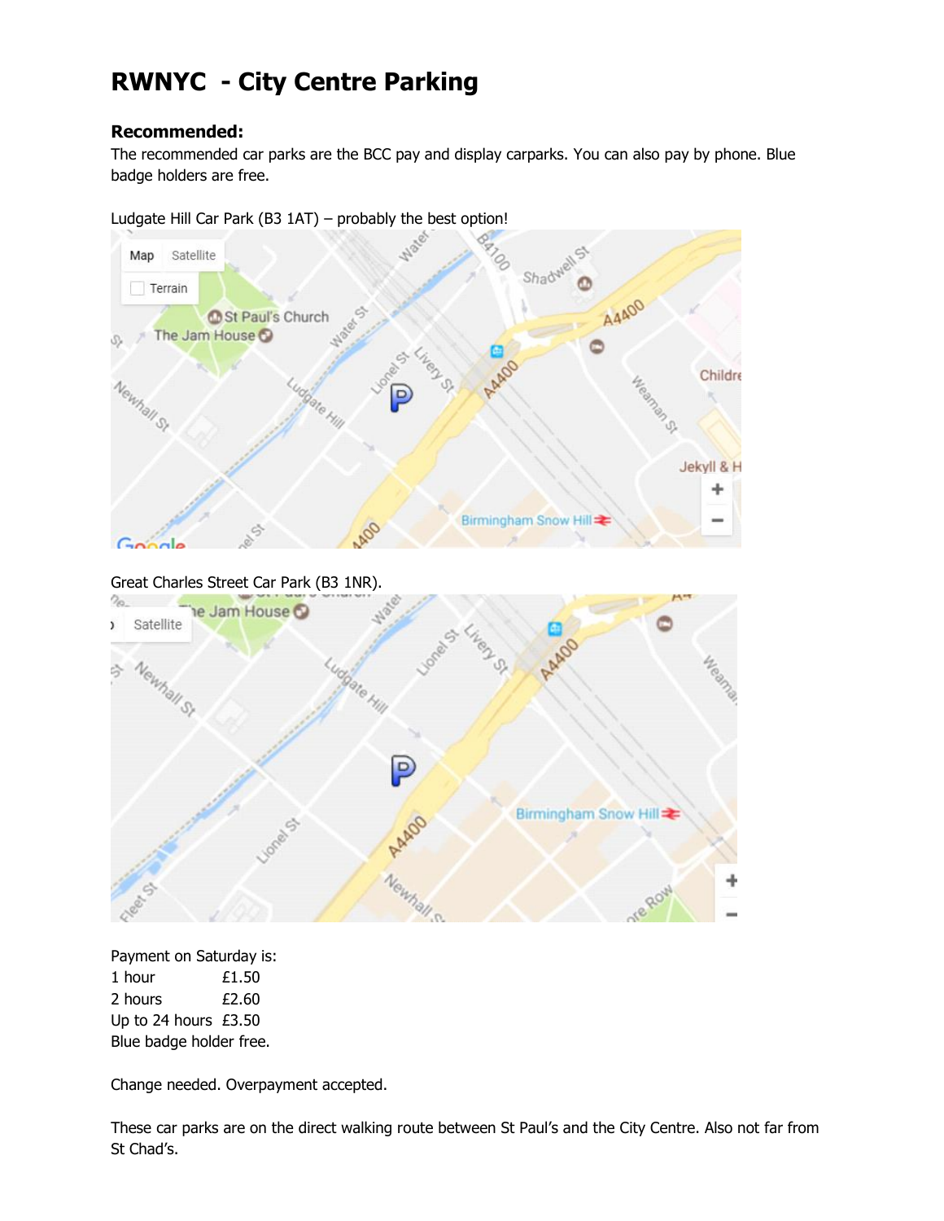# RWNYC - City Centre Parking

**Recommended:**

The recommended car parks are the BCC pay and display carparks. You can also pay by phone. Blue badge holders are free.

Ludgate Hill Car Park (B3 1AT) – probably the best option!

Great Charles Street Car Park (B3 1NR).

Payment on Saturday is:

| | |
|---|---|
| 1 hour | £1.50 |
| 2 hours | £2.60 |
| Up to 24 hours | £3.50 |

Blue badge holder free.

Change needed. Overpayment accepted.

These car parks are on the direct walking route between St Paul's and the City Centre. Also not far from St Chad's.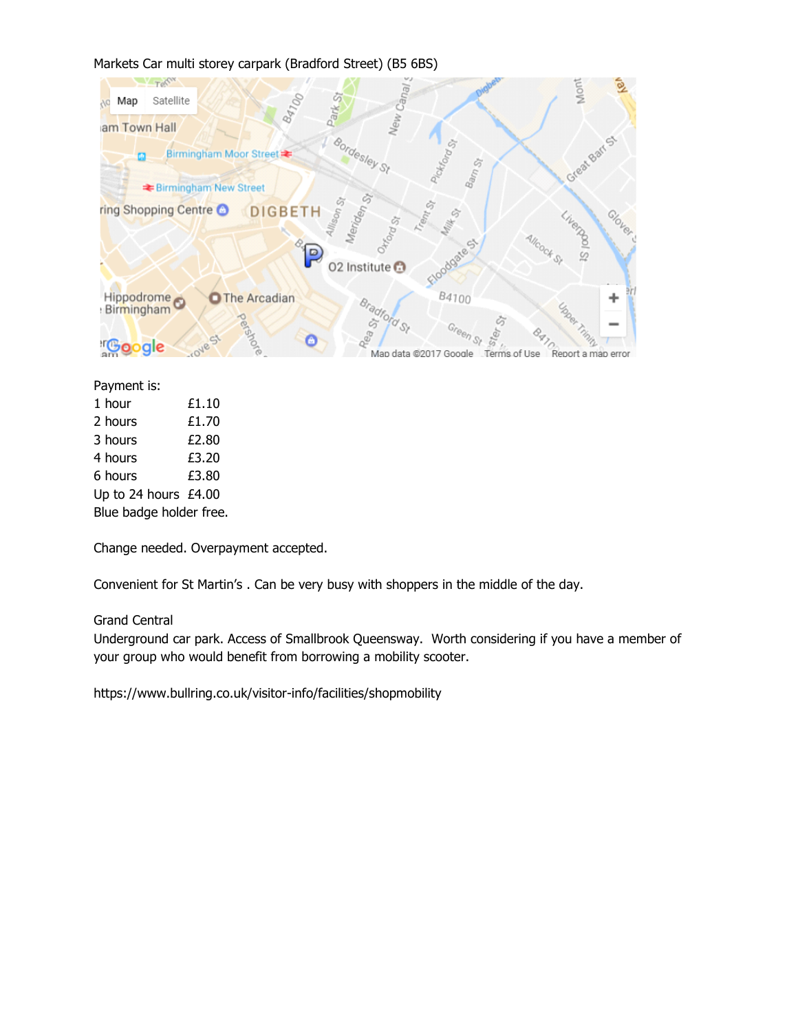Markets Car multi storey carpark (Bradford Street) (B5 6BS)

Payment is:

| | |
|---|---|
| 1 hour | £1.10 |
| 2 hours | £1.70 |
| 3 hours | £2.80 |
| 4 hours | £3.20 |
| 6 hours | £3.80 |
| Up to 24 hours | £4.00 |

Blue badge holder free.

Change needed. Overpayment accepted.

Convenient for St Martin's . Can be very busy with shoppers in the middle of the day.

Grand Central

Underground car park. Access of Smallbrook Queensway. Worth considering if you have a member of your group who would benefit from borrowing a mobility scooter.

https://www.bullring.co.uk/visitor-info/facilities/shopmobility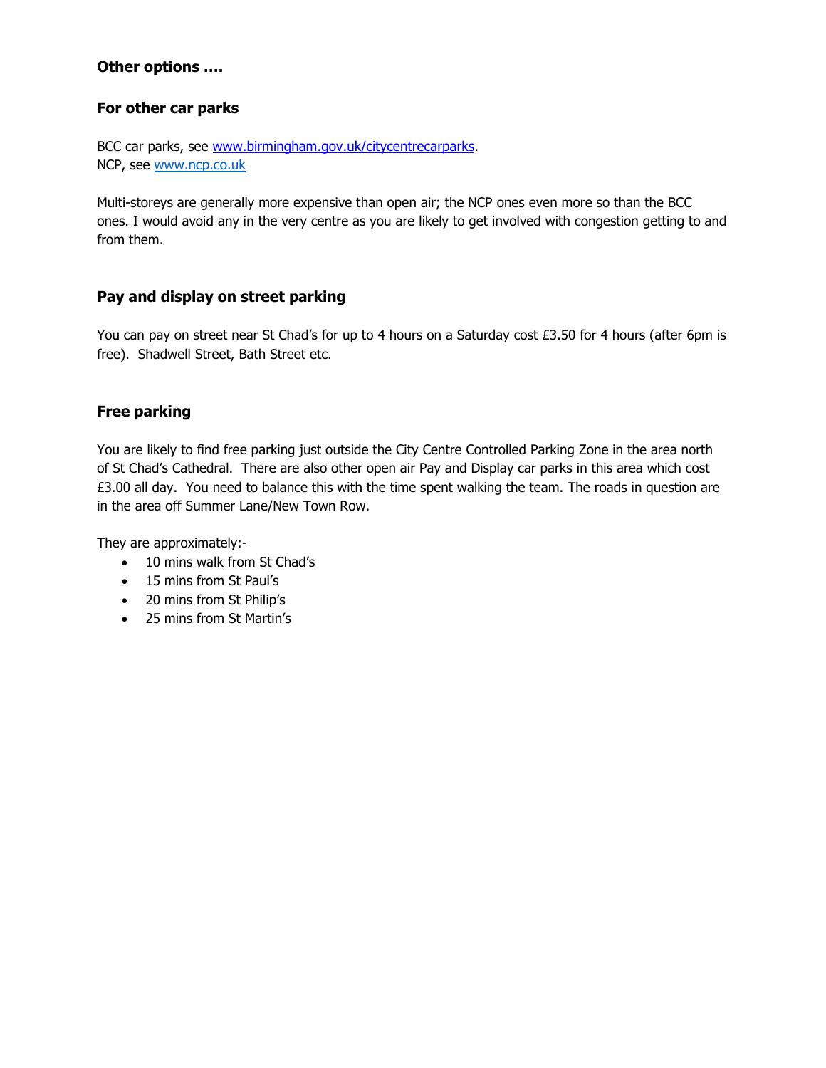## Other options ….

### For other car parks

BCC car parks, see [www.birmingham.gov.uk/citycentrecarparks](http://www.birmingham.gov.uk/citycentrecarparks).
NCP, see [www.ncp.co.uk](http://www.ncp.co.uk)

Multi-storeys are generally more expensive than open air; the NCP ones even more so than the BCC ones. I would avoid any in the very centre as you are likely to get involved with congestion getting to and from them.

### Pay and display on street parking

You can pay on street near St Chad's for up to 4 hours on a Saturday cost £3.50 for 4 hours (after 6pm is free). Shadwell Street, Bath Street etc.

### Free parking

You are likely to find free parking just outside the City Centre Controlled Parking Zone in the area north of St Chad's Cathedral. There are also other open air Pay and Display car parks in this area which cost £3.00 all day. You need to balance this with the time spent walking the team. The roads in question are in the area off Summer Lane/New Town Row.

They are approximately:-

- 10 mins walk from St Chad's
- 15 mins from St Paul's
- 20 mins from St Philip's
- 25 mins from St Martin's